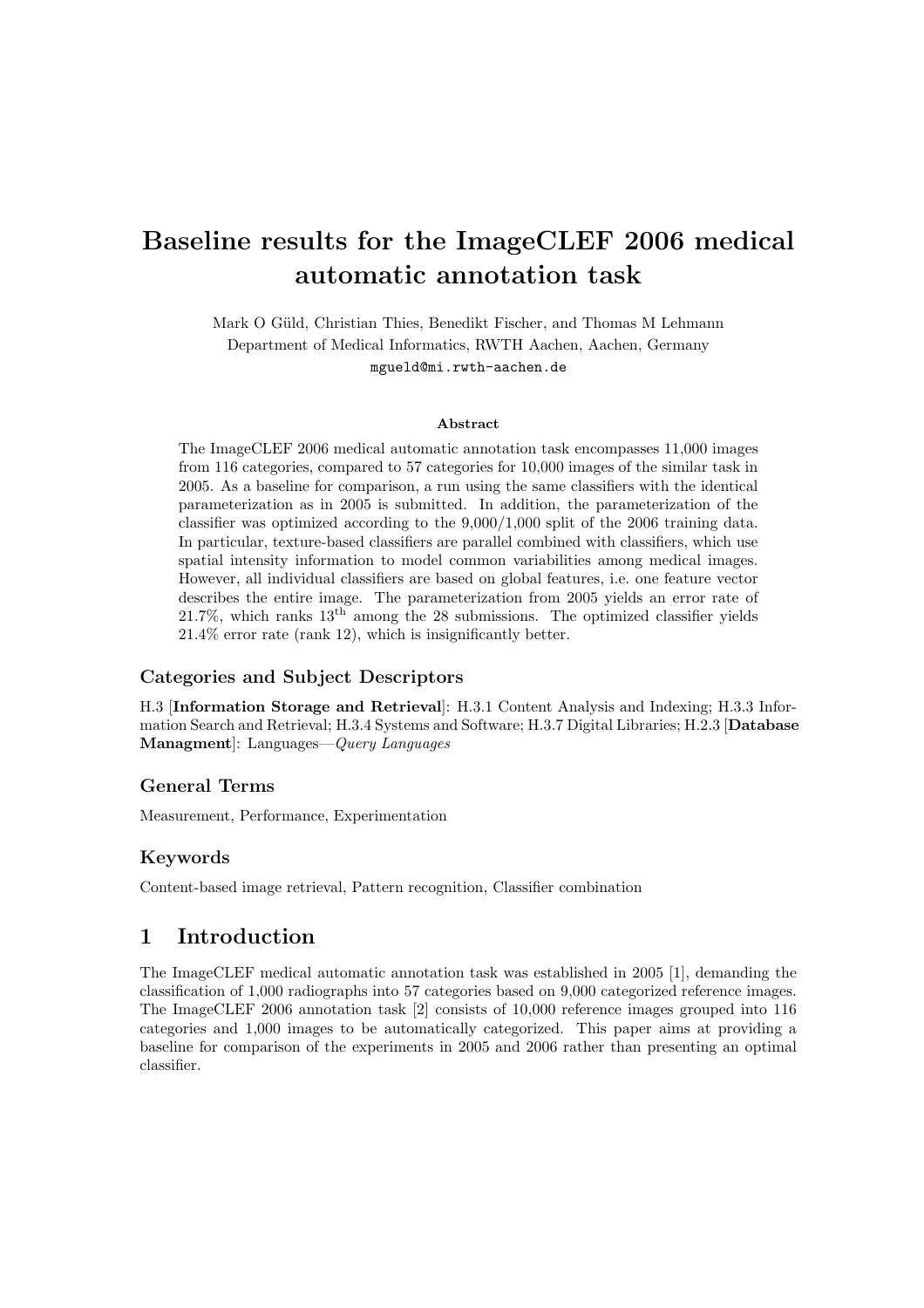# Baseline results for the ImageCLEF 2006 medical automatic annotation task

Mark O Güld, Christian Thies, Benedikt Fischer, and Thomas M Lehmann
Department of Medical Informatics, RWTH Aachen, Aachen, Germany
mgueld@mi.rwth-aachen.de

### Abstract

The ImageCLEF 2006 medical automatic annotation task encompasses 11,000 images from 116 categories, compared to 57 categories for 10,000 images of the similar task in 2005. As a baseline for comparison, a run using the same classifiers with the identical parameterization as in 2005 is submitted. In addition, the parameterization of the classifier was optimized according to the 9,000/1,000 split of the 2006 training data. In particular, texture-based classifiers are parallel combined with classifiers, which use spatial intensity information to model common variabilities among medical images. However, all individual classifiers are based on global features, i.e. one feature vector describes the entire image. The parameterization from 2005 yields an error rate of 21.7%, which ranks 13$^{\text{th}}$ among the 28 submissions. The optimized classifier yields 21.4% error rate (rank 12), which is insignificantly better.

### Categories and Subject Descriptors

H.3 [**Information Storage and Retrieval**]: H.3.1 Content Analysis and Indexing; H.3.3 Information Search and Retrieval; H.3.4 Systems and Software; H.3.7 Digital Libraries; H.2.3 [**Database Managment**]: Languages—*Query Languages*

### General Terms

Measurement, Performance, Experimentation

### Keywords

Content-based image retrieval, Pattern recognition, Classifier combination

## 1 Introduction

The ImageCLEF medical automatic annotation task was established in 2005 [1], demanding the classification of 1,000 radiographs into 57 categories based on 9,000 categorized reference images. The ImageCLEF 2006 annotation task [2] consists of 10,000 reference images grouped into 116 categories and 1,000 images to be automatically categorized. This paper aims at providing a baseline for comparison of the experiments in 2005 and 2006 rather than presenting an optimal classifier.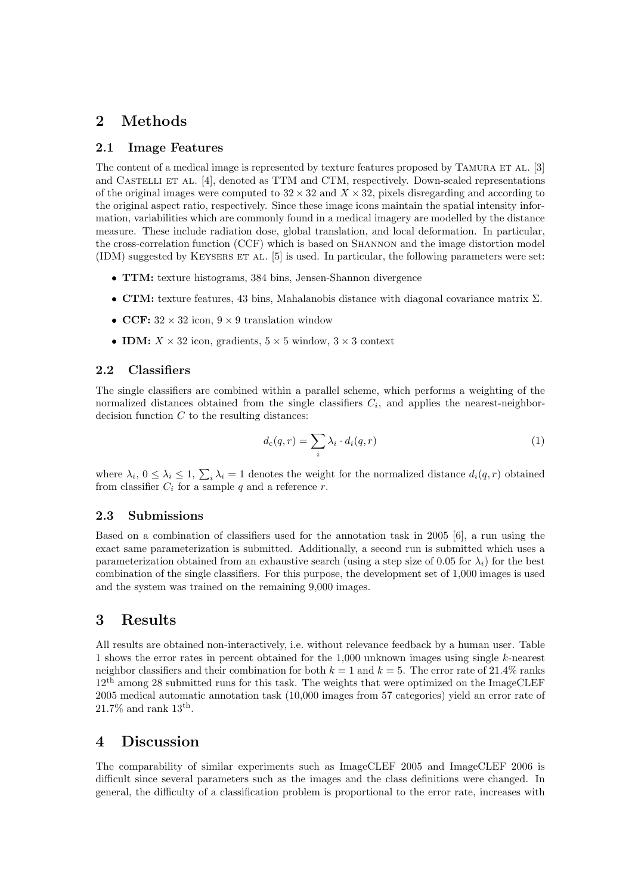# 2 Methods

## 2.1 Image Features

The content of a medical image is represented by texture features proposed by Tamura et al. [3] and Castelli et al. [4], denoted as TTM and CTM, respectively. Down-scaled representations of the original images were computed to $32 \times 32$ and $X \times 32$, pixels disregarding and according to the original aspect ratio, respectively. Since these image icons maintain the spatial intensity information, variabilities which are commonly found in a medical imagery are modelled by the distance measure. These include radiation dose, global translation, and local deformation. In particular, the cross-correlation function (CCF) which is based on Shannon and the image distortion model (IDM) suggested by Keysers et al. [5] is used. In particular, the following parameters were set:

- **TTM:** texture histograms, 384 bins, Jensen-Shannon divergence
- **CTM:** texture features, 43 bins, Mahalanobis distance with diagonal covariance matrix $\Sigma$.
- **CCF:** $32 \times 32$ icon, $9 \times 9$ translation window
- **IDM:** $X \times 32$ icon, gradients, $5 \times 5$ window, $3 \times 3$ context

## 2.2 Classifiers

The single classifiers are combined within a parallel scheme, which performs a weighting of the normalized distances obtained from the single classifiers $C_i$, and applies the nearest-neighbor-decision function $C$ to the resulting distances:

$$d_c(q, r) = \sum_i \lambda_i \cdot d_i(q, r) \tag{1}$$

where $\lambda_i$, $0 \leq \lambda_i \leq 1$, $\sum_i \lambda_i = 1$ denotes the weight for the normalized distance $d_i(q, r)$ obtained from classifier $C_i$ for a sample $q$ and a reference $r$.

## 2.3 Submissions

Based on a combination of classifiers used for the annotation task in 2005 [6], a run using the exact same parameterization is submitted. Additionally, a second run is submitted which uses a parameterization obtained from an exhaustive search (using a step size of 0.05 for $\lambda_i$) for the best combination of the single classifiers. For this purpose, the development set of 1,000 images is used and the system was trained on the remaining 9,000 images.

# 3 Results

All results are obtained non-interactively, i.e. without relevance feedback by a human user. Table 1 shows the error rates in percent obtained for the 1,000 unknown images using single $k$-nearest neighbor classifiers and their combination for both $k = 1$ and $k = 5$. The error rate of 21.4% ranks 12th among 28 submitted runs for this task. The weights that were optimized on the ImageCLEF 2005 medical automatic annotation task (10,000 images from 57 categories) yield an error rate of 21.7% and rank 13th.

# 4 Discussion

The comparability of similar experiments such as ImageCLEF 2005 and ImageCLEF 2006 is difficult since several parameters such as the images and the class definitions were changed. In general, the difficulty of a classification problem is proportional to the error rate, increases with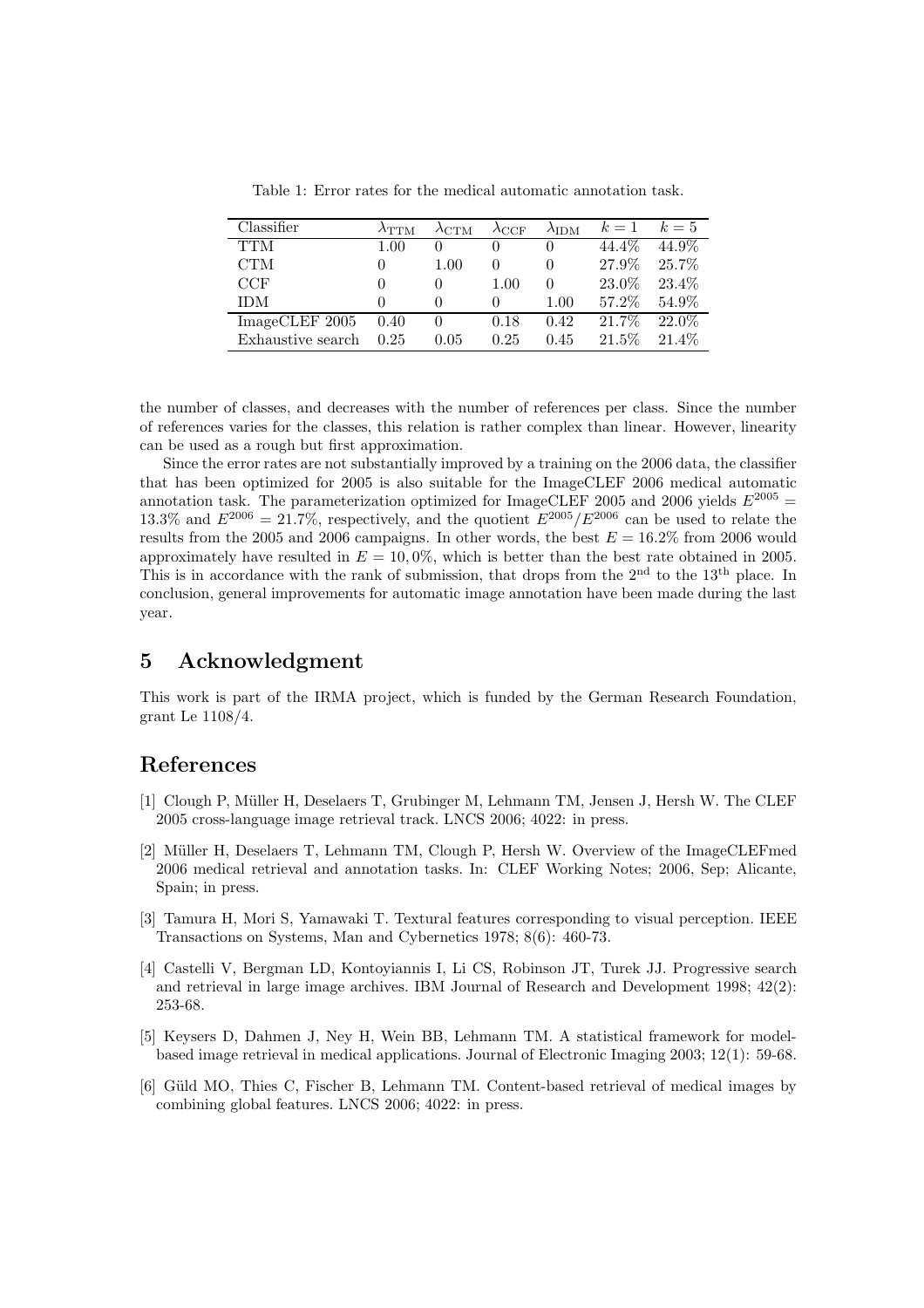Table 1: Error rates for the medical automatic annotation task.

| Classifier | $\lambda_{\text{TTM}}$ | $\lambda_{\text{CTM}}$ | $\lambda_{\text{CCF}}$ | $\lambda_{\text{IDM}}$ | $k = 1$ | $k = 5$ |
|---|---|---|---|---|---|---|
| TTM | 1.00 | 0 | 0 | 0 | 44.4% | 44.9% |
| CTM | 0 | 1.00 | 0 | 0 | 27.9% | 25.7% |
| CCF | 0 | 0 | 1.00 | 0 | 23.0% | 23.4% |
| IDM | 0 | 0 | 0 | 1.00 | 57.2% | 54.9% |
| ImageCLEF 2005 | 0.40 | 0 | 0.18 | 0.42 | 21.7% | 22.0% |
| Exhaustive search | 0.25 | 0.05 | 0.25 | 0.45 | 21.5% | 21.4% |

the number of classes, and decreases with the number of references per class. Since the number of references varies for the classes, this relation is rather complex than linear. However, linearity can be used as a rough but first approximation.

Since the error rates are not substantially improved by a training on the 2006 data, the classifier that has been optimized for 2005 is also suitable for the ImageCLEF 2006 medical automatic annotation task. The parameterization optimized for ImageCLEF 2005 and 2006 yields $E^{2005} = 13.3\%$ and $E^{2006} = 21.7\%$, respectively, and the quotient $E^{2005}/E^{2006}$ can be used to relate the results from the 2005 and 2006 campaigns. In other words, the best $E = 16.2\%$ from 2006 would approximately have resulted in $E = 10,0\%$, which is better than the best rate obtained in 2005. This is in accordance with the rank of submission, that drops from the 2nd to the 13th place. In conclusion, general improvements for automatic image annotation have been made during the last year.

## 5 Acknowledgment

This work is part of the IRMA project, which is funded by the German Research Foundation, grant Le 1108/4.

## References

[1] Clough P, Müller H, Deselaers T, Grubinger M, Lehmann TM, Jensen J, Hersh W. The CLEF 2005 cross-language image retrieval track. LNCS 2006; 4022: in press.

[2] Müller H, Deselaers T, Lehmann TM, Clough P, Hersh W. Overview of the ImageCLEFmed 2006 medical retrieval and annotation tasks. In: CLEF Working Notes; 2006, Sep; Alicante, Spain; in press.

[3] Tamura H, Mori S, Yamawaki T. Textural features corresponding to visual perception. IEEE Transactions on Systems, Man and Cybernetics 1978; 8(6): 460-73.

[4] Castelli V, Bergman LD, Kontoyiannis I, Li CS, Robinson JT, Turek JJ. Progressive search and retrieval in large image archives. IBM Journal of Research and Development 1998; 42(2): 253-68.

[5] Keysers D, Dahmen J, Ney H, Wein BB, Lehmann TM. A statistical framework for model-based image retrieval in medical applications. Journal of Electronic Imaging 2003; 12(1): 59-68.

[6] Güld MO, Thies C, Fischer B, Lehmann TM. Content-based retrieval of medical images by combining global features. LNCS 2006; 4022: in press.